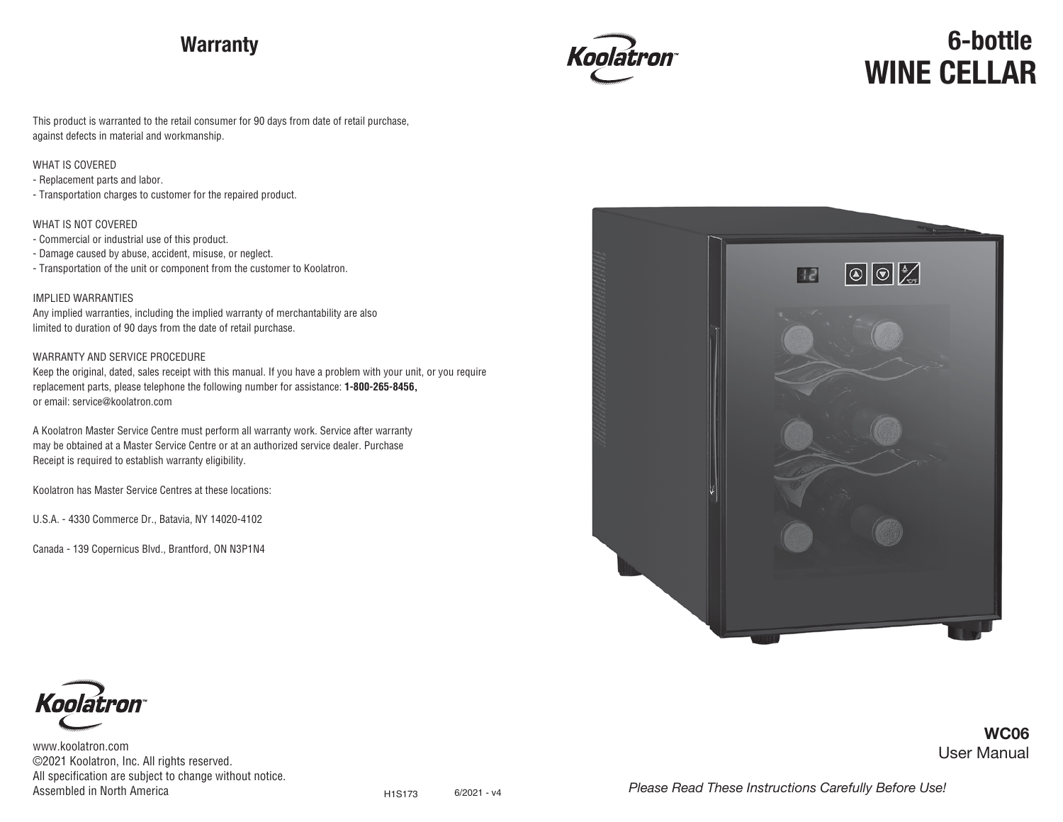## Warranty

This product is warranted to the retail consumer for 90 days from date of retail purchase, against defects in material and workmanship.

WHAT IS COVERED

- Replacement parts and labor.
- Transportation charges to customer for the repaired product.

WHAT IS NOT COVERED

- Commercial or industrial use of this product.
- Damage caused by abuse, accident, misuse, or neglect.
- Transportation of the unit or component from the customer to Koolatron.

IMPLIED WARRANTIES

Any implied warranties, including the implied warranty of merchantability are also limited to duration of 90 days from the date of retail purchase.

WARRANTY AND SERVICE PROCEDURE

Keep the original, dated, sales receipt with this manual. If you have a problem with your unit, or you require replacement parts, please telephone the following number for assistance: **1-800-265-8456,** or email: service@koolatron.com

A Koolatron Master Service Centre must perform all warranty work. Service after warranty may be obtained at a Master Service Centre or at an authorized service dealer. Purchase Receipt is required to establish warranty eligibility.

Koolatron has Master Service Centres at these locations:

U.S.A. - 4330 Commerce Dr., Batavia, NY 14020-4102

Canada - 139 Copernicus Blvd., Brantford, ON N3P1N4

Koolatron™

www.koolatron.com
©2021 Koolatron, Inc. All rights reserved.
All specification are subject to change without notice.
Assembled in North America

H1S173 6/2021 - v4

Koolatron™

# 6-bottle WINE CELLAR

**WC06**
User Manual

*Please Read These Instructions Carefully Before Use!*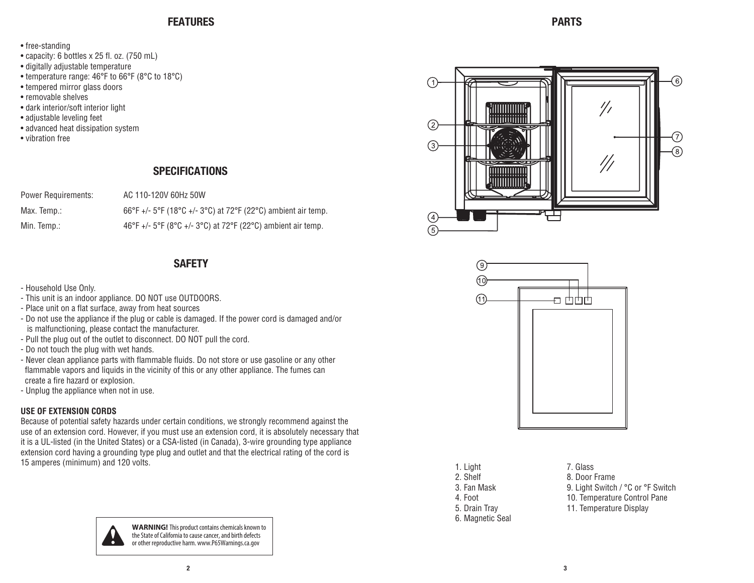## FEATURES

- free-standing
- capacity: 6 bottles x 25 fl. oz. (750 mL)
- digitally adjustable temperature
- temperature range: 46°F to 66°F (8°C to 18°C)
- tempered mirror glass doors
- removable shelves
- dark interior/soft interior light
- adjustable leveling feet
- advanced heat dissipation system
- vibration free

## SPECIFICATIONS

| | |
|---|---|
| Power Requirements: | AC 110-120V 60Hz 50W |
| Max. Temp.: | 66°F +/- 5°F (18°C +/- 3°C) at 72°F (22°C) ambient air temp. |
| Min. Temp.: | 46°F +/- 5°F (8°C +/- 3°C) at 72°F (22°C) ambient air temp. |

## SAFETY

- Household Use Only.
- This unit is an indoor appliance. DO NOT use OUTDOORS.
- Place unit on a flat surface, away from heat sources
- Do not use the appliance if the plug or cable is damaged. If the power cord is damaged and/or is malfunctioning, please contact the manufacturer.
- Pull the plug out of the outlet to disconnect. DO NOT pull the cord.
- Do not touch the plug with wet hands.
- Never clean appliance parts with flammable fluids. Do not store or use gasoline or any other flammable vapors and liquids in the vicinity of this or any other appliance. The fumes can create a fire hazard or explosion.
- Unplug the appliance when not in use.

### USE OF EXTENSION CORDS

Because of potential safety hazards under certain conditions, we strongly recommend against the use of an extension cord. However, if you must use an extension cord, it is absolutely necessary that it is a UL-listed (in the United States) or a CSA-listed (in Canada), 3-wire grounding type appliance extension cord having a grounding type plug and outlet and that the electrical rating of the cord is 15 amperes (minimum) and 120 volts.

**WARNING!** This product contains chemicals known to the State of California to cause cancer, and birth defects or other reproductive harm. www.P65Warnings.ca.gov

## PARTS

1. Light
2. Shelf
3. Fan Mask
4. Foot
5. Drain Tray
6. Magnetic Seal
7. Glass
8. Door Frame
9. Light Switch / °C or °F Switch
10. Temperature Control Pane
11. Temperature Display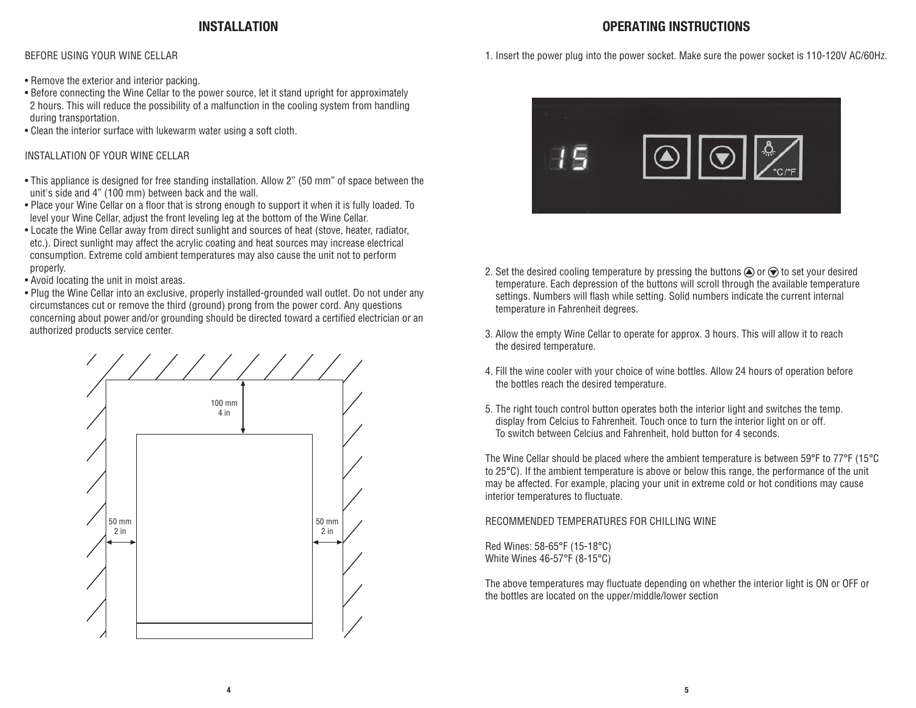## INSTALLATION

BEFORE USING YOUR WINE CELLAR

- Remove the exterior and interior packing.
- Before connecting the Wine Cellar to the power source, let it stand upright for approximately 2 hours. This will reduce the possibility of a malfunction in the cooling system from handling during transportation.
- Clean the interior surface with lukewarm water using a soft cloth.

INSTALLATION OF YOUR WINE CELLAR

- This appliance is designed for free standing installation. Allow 2" (50 mm" of space between the unit's side and 4" (100 mm) between back and the wall.
- Place your Wine Cellar on a floor that is strong enough to support it when it is fully loaded. To level your Wine Cellar, adjust the front leveling leg at the bottom of the Wine Cellar.
- Locate the Wine Cellar away from direct sunlight and sources of heat (stove, heater, radiator, etc.). Direct sunlight may affect the acrylic coating and heat sources may increase electrical consumption. Extreme cold ambient temperatures may also cause the unit not to perform properly.
- Avoid locating the unit in moist areas.
- Plug the Wine Cellar into an exclusive, properly installed-grounded wall outlet. Do not under any circumstances cut or remove the third (ground) prong from the power cord. Any questions concerning about power and/or grounding should be directed toward a certified electrician or an authorized products service center.

100 mm
4 in

50 mm
2 in

50 mm
2 in

## OPERATING INSTRUCTIONS

1. Insert the power plug into the power socket. Make sure the power socket is 110-120V AC/60Hz.

15

°C/°F

2. Set the desired cooling temperature by pressing the buttons ▲ or ▼ to set your desired temperature. Each depression of the buttons will scroll through the available temperature settings. Numbers will flash while setting. Solid numbers indicate the current internal temperature in Fahrenheit degrees.

3. Allow the empty Wine Cellar to operate for approx. 3 hours. This will allow it to reach the desired temperature.

4. Fill the wine cooler with your choice of wine bottles. Allow 24 hours of operation before the bottles reach the desired temperature.

5. The right touch control button operates both the interior light and switches the temp. display from Celcius to Fahrenheit. Touch once to turn the interior light on or off. To switch between Celcius and Fahrenheit, hold button for 4 seconds.

The Wine Cellar should be placed where the ambient temperature is between 59°F to 77°F (15°C to 25°C). If the ambient temperature is above or below this range, the performance of the unit may be affected. For example, placing your unit in extreme cold or hot conditions may cause interior temperatures to fluctuate.

RECOMMENDED TEMPERATURES FOR CHILLING WINE

Red Wines: 58-65°F (15-18°C)
White Wines 46-57°F (8-15°C)

The above temperatures may fluctuate depending on whether the interior light is ON or OFF or the bottles are located on the upper/middle/lower section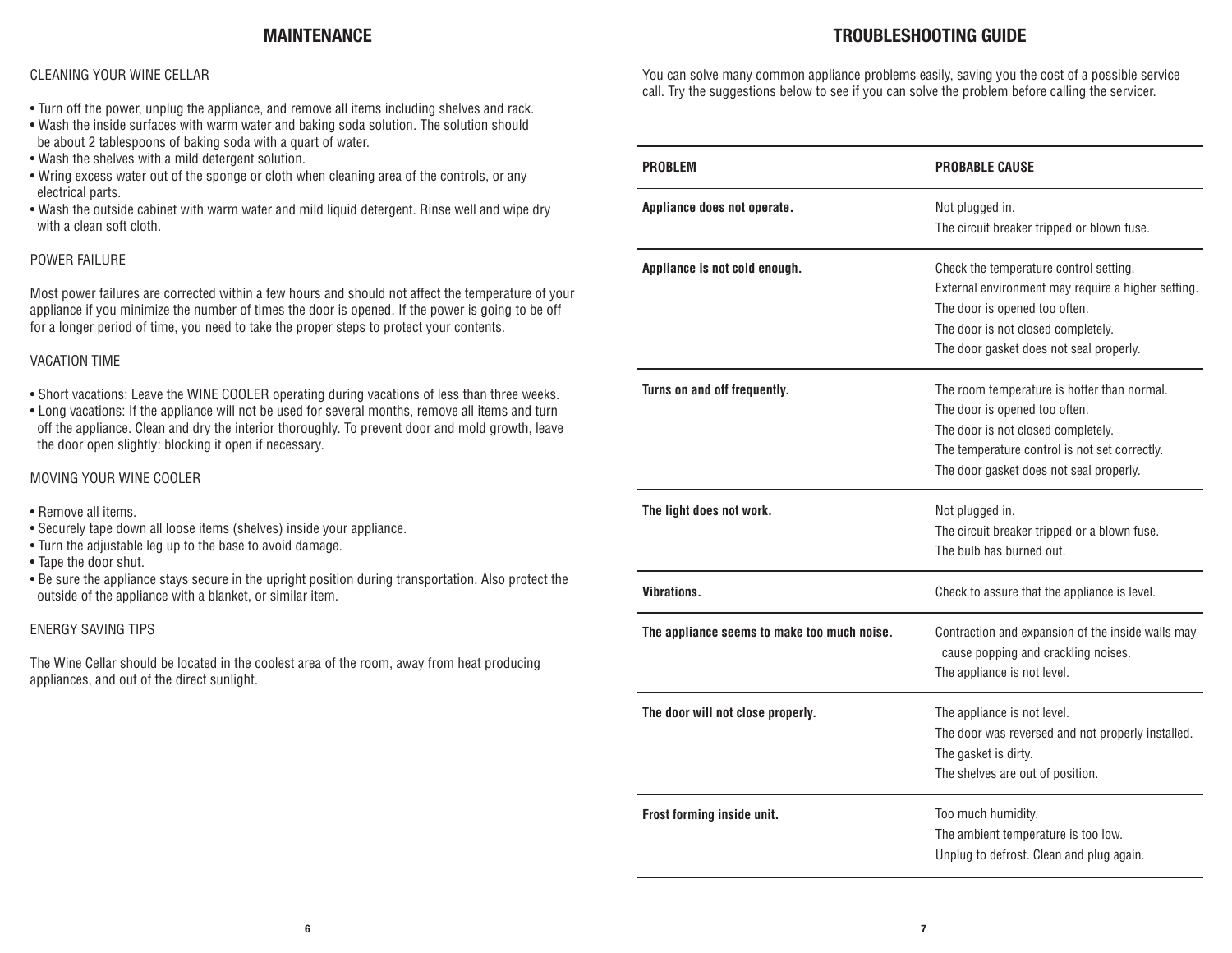## MAINTENANCE

CLEANING YOUR WINE CELLAR

- Turn off the power, unplug the appliance, and remove all items including shelves and rack.
- Wash the inside surfaces with warm water and baking soda solution. The solution should be about 2 tablespoons of baking soda with a quart of water.
- Wash the shelves with a mild detergent solution.
- Wring excess water out of the sponge or cloth when cleaning area of the controls, or any electrical parts.
- Wash the outside cabinet with warm water and mild liquid detergent. Rinse well and wipe dry with a clean soft cloth.

POWER FAILURE

Most power failures are corrected within a few hours and should not affect the temperature of your appliance if you minimize the number of times the door is opened. If the power is going to be off for a longer period of time, you need to take the proper steps to protect your contents.

VACATION TIME

- Short vacations: Leave the WINE COOLER operating during vacations of less than three weeks.
- Long vacations: If the appliance will not be used for several months, remove all items and turn off the appliance. Clean and dry the interior thoroughly. To prevent door and mold growth, leave the door open slightly: blocking it open if necessary.

MOVING YOUR WINE COOLER

- Remove all items.
- Securely tape down all loose items (shelves) inside your appliance.
- Turn the adjustable leg up to the base to avoid damage.
- Tape the door shut.
- Be sure the appliance stays secure in the upright position during transportation. Also protect the outside of the appliance with a blanket, or similar item.

ENERGY SAVING TIPS

The Wine Cellar should be located in the coolest area of the room, away from heat producing appliances, and out of the direct sunlight.

## TROUBLESHOOTING GUIDE

You can solve many common appliance problems easily, saving you the cost of a possible service call. Try the suggestions below to see if you can solve the problem before calling the servicer.

| PROBLEM | PROBABLE CAUSE |
|---|---|
| **Appliance does not operate.** | Not plugged in.<br>The circuit breaker tripped or blown fuse. |
| **Appliance is not cold enough.** | Check the temperature control setting.<br>External environment may require a higher setting.<br>The door is opened too often.<br>The door is not closed completely.<br>The door gasket does not seal properly. |
| **Turns on and off frequently.** | The room temperature is hotter than normal.<br>The door is opened too often.<br>The door is not closed completely.<br>The temperature control is not set correctly.<br>The door gasket does not seal properly. |
| **The light does not work.** | Not plugged in.<br>The circuit breaker tripped or a blown fuse.<br>The bulb has burned out. |
| **Vibrations.** | Check to assure that the appliance is level. |
| **The appliance seems to make too much noise.** | Contraction and expansion of the inside walls may cause popping and crackling noises.<br>The appliance is not level. |
| **The door will not close properly.** | The appliance is not level.<br>The door was reversed and not properly installed.<br>The gasket is dirty.<br>The shelves are out of position. |
| **Frost forming inside unit.** | Too much humidity.<br>The ambient temperature is too low.<br>Unplug to defrost. Clean and plug again. |